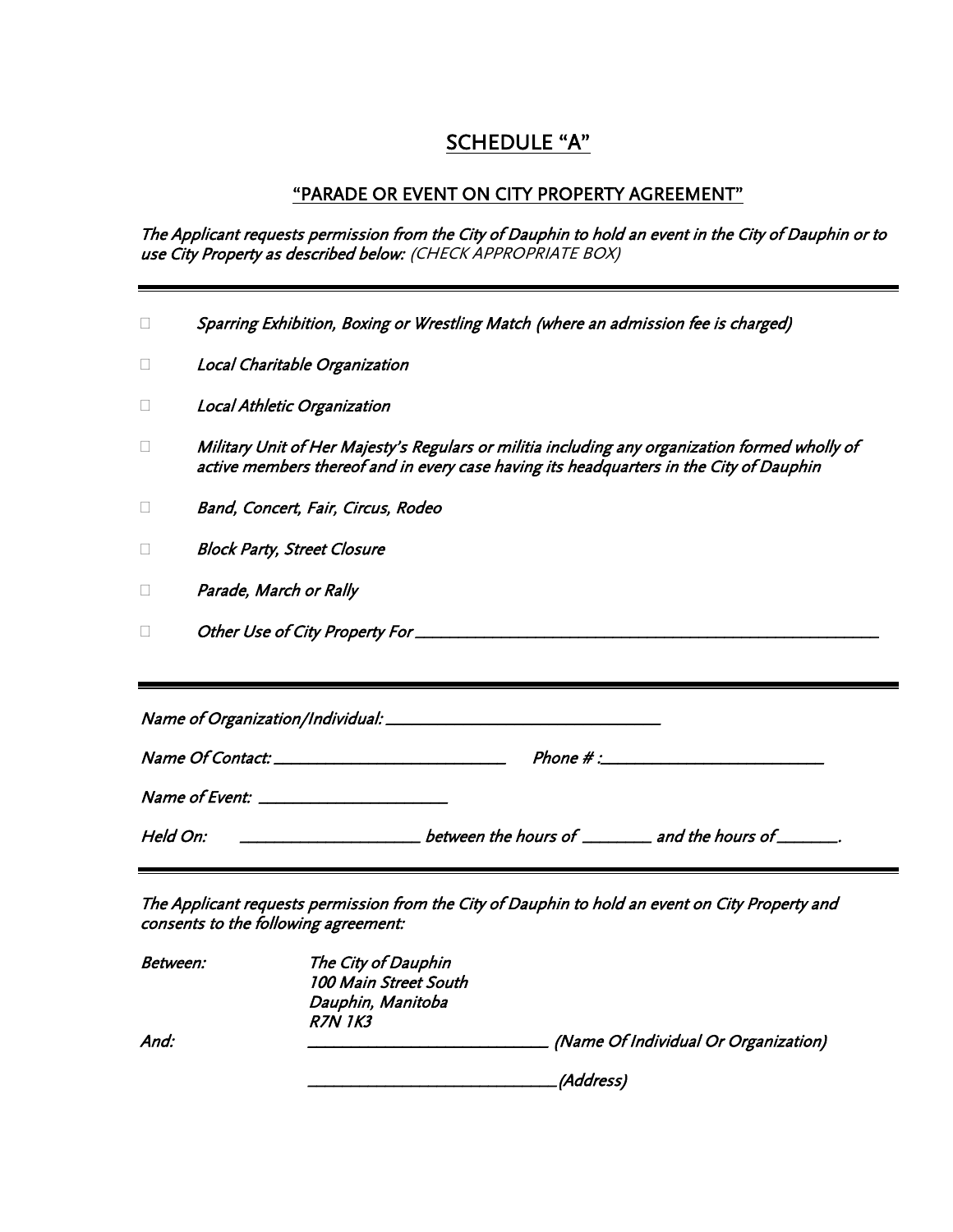## SCHEDULE "A"

### "PARADE OR EVENT ON CITY PROPERTY AGREEMENT"

*The Applicant requests permission from the City of Dauphin to hold an event in the City of Dauphin or to use City Property as described below:* (CHECK APPROPRIATE BOX)

---

- ☐ *Sparring Exhibition, Boxing or Wrestling Match (where an admission fee is charged)*
- ☐ *Local Charitable Organization*
- ☐ *Local Athletic Organization*
- ☐ *Military Unit of Her Majesty's Regulars or militia including any organization formed wholly of active members thereof and in every case having its headquarters in the City of Dauphin*
- ☐ *Band, Concert, Fair, Circus, Rodeo*
- ☐ *Block Party, Street Closure*
- ☐ *Parade, March or Rally*
- ☐ *Other Use of City Property For* \_\_\_\_\_\_\_\_\_\_\_\_\_\_\_\_\_\_\_\_\_\_\_\_\_\_\_\_\_\_\_\_\_\_\_\_\_\_\_\_\_\_\_\_\_\_

---

*Name of Organization/Individual:* \_\_\_\_\_\_\_\_\_\_\_\_\_\_\_\_\_\_\_\_\_\_\_\_\_\_\_\_\_\_

*Name Of Contact:* \_\_\_\_\_\_\_\_\_\_\_\_\_\_\_\_\_\_\_\_\_\_\_\_\_\_ *Phone # :*\_\_\_\_\_\_\_\_\_\_\_\_\_\_\_\_\_\_\_\_\_\_\_\_

*Name of Event:* \_\_\_\_\_\_\_\_\_\_\_\_\_\_\_\_\_\_\_\_\_

*Held On:* \_\_\_\_\_\_\_\_\_\_\_\_\_\_\_\_\_\_\_\_\_ *between the hours of* \_\_\_\_\_\_\_\_ *and the hours of* \_\_\_\_\_\_\_.

---

*The Applicant requests permission from the City of Dauphin to hold an event on City Property and consents to the following agreement:*

*Between:* *The City of Dauphin*
*100 Main Street South*
*Dauphin, Manitoba*
*R7N 1K3*

*And:* \_\_\_\_\_\_\_\_\_\_\_\_\_\_\_\_\_\_\_\_\_\_\_\_\_\_\_\_ *(Name Of Individual Or Organization)*

\_\_\_\_\_\_\_\_\_\_\_\_\_\_\_\_\_\_\_\_\_\_\_\_\_\_\_\_*(Address)*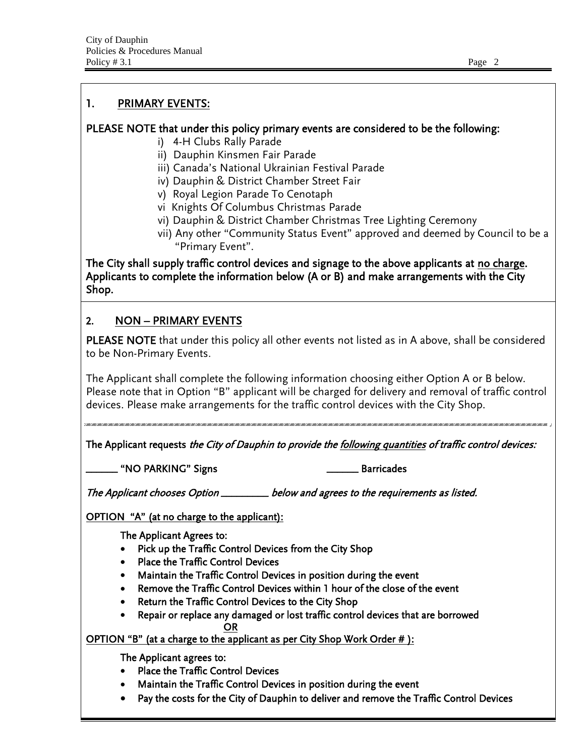## 1. PRIMARY EVENTS:

**PLEASE NOTE that under this policy primary events are considered to be the following:**

i) 4-H Clubs Rally Parade
ii) Dauphin Kinsmen Fair Parade
iii) Canada's National Ukrainian Festival Parade
iv) Dauphin & District Chamber Street Fair
v) Royal Legion Parade To Cenotaph
vi Knights Of Columbus Christmas Parade
vi) Dauphin & District Chamber Christmas Tree Lighting Ceremony
vii) Any other "Community Status Event" approved and deemed by Council to be a "Primary Event".

**The City shall supply traffic control devices and signage to the above applicants at <u>no charge</u>. Applicants to complete the information below (A or B) and make arrangements with the City Shop.**

## 2. NON – PRIMARY EVENTS

**PLEASE NOTE** that under this policy all other events not listed as in A above, shall be considered to be Non-Primary Events.

The Applicant shall complete the following information choosing either Option A or B below. Please note that in Option "B" applicant will be charged for delivery and removal of traffic control devices. Please make arrangements for the traffic control devices with the City Shop.

**The Applicant requests** ***the City of Dauphin to provide the <u>following quantities</u> of traffic control devices:***

**______ "NO PARKING" Signs** **______ Barricades**

***The Applicant chooses Option ________ below and agrees to the requirements as listed.***

**<u>OPTION "A" (at no charge to the applicant):</u>**

**The Applicant Agrees to:**

- **Pick up the Traffic Control Devices from the City Shop**
- **Place the Traffic Control Devices**
- **Maintain the Traffic Control Devices in position during the event**
- **Remove the Traffic Control Devices within 1 hour of the close of the event**
- **Return the Traffic Control Devices to the City Shop**
- **Repair or replace any damaged or lost traffic control devices that are borrowed**

**<u>OR</u>**

**<u>OPTION "B" (at a charge to the applicant as per City Shop Work Order # ):</u>**

**The Applicant agrees to:**

- **Place the Traffic Control Devices**
- **Maintain the Traffic Control Devices in position during the event**
- **Pay the costs for the City of Dauphin to deliver and remove the Traffic Control Devices**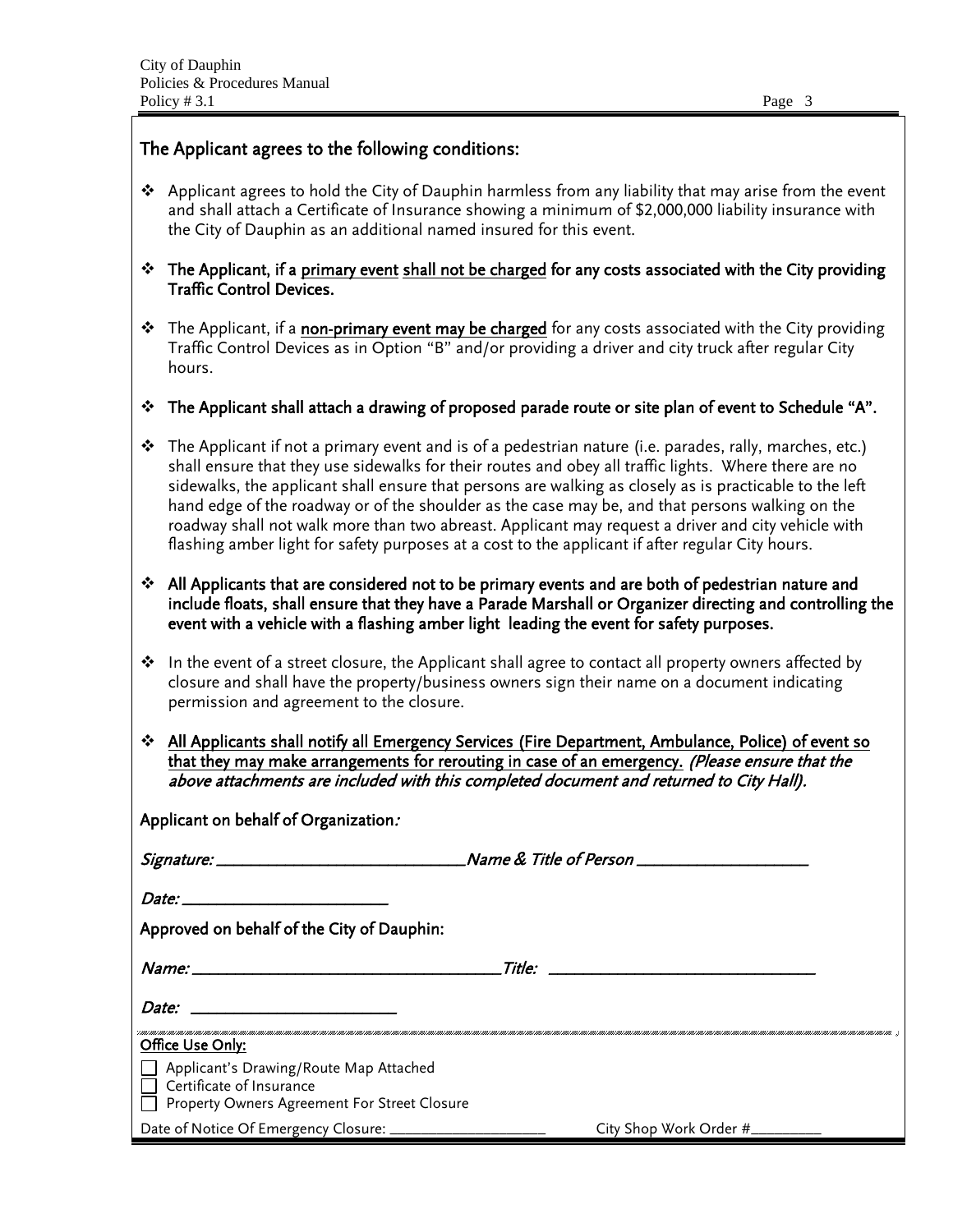## The Applicant agrees to the following conditions:

- Applicant agrees to hold the City of Dauphin harmless from any liability that may arise from the event and shall attach a Certificate of Insurance showing a minimum of $2,000,000 liability insurance with the City of Dauphin as an additional named insured for this event.

- **The Applicant, if a <u>primary event</u> <u>shall not be charged</u> for any costs associated with the City providing Traffic Control Devices.**

- The Applicant, if a **<u>non-primary event may be charged</u>** for any costs associated with the City providing Traffic Control Devices as in Option "B" and/or providing a driver and city truck after regular City hours.

- **The Applicant shall attach a drawing of proposed parade route or site plan of event to Schedule "A".**

- The Applicant if not a primary event and is of a pedestrian nature (i.e. parades, rally, marches, etc.) shall ensure that they use sidewalks for their routes and obey all traffic lights. Where there are no sidewalks, the applicant shall ensure that persons are walking as closely as is practicable to the left hand edge of the roadway or of the shoulder as the case may be, and that persons walking on the roadway shall not walk more than two abreast. Applicant may request a driver and city vehicle with flashing amber light for safety purposes at a cost to the applicant if after regular City hours.

- **All Applicants that are considered not to be primary events and are both of pedestrian nature and include floats, shall ensure that they have a Parade Marshall or Organizer directing and controlling the event with a vehicle with a flashing amber light leading the event for safety purposes.**

- In the event of a street closure, the Applicant shall agree to contact all property owners affected by closure and shall have the property/business owners sign their name on a document indicating permission and agreement to the closure.

- **<u>All Applicants shall notify all Emergency Services (Fire Department, Ambulance, Police) of event so that they may make arrangements for rerouting in case of an emergency.</u>** ***(Please ensure that the above attachments are included with this completed document and returned to City Hall).***

**Applicant on behalf of Organization*:***

***Signature:*** ______________________________ ***Name & Title of Person*** ____________________

***Date:*** ________________________

**Approved on behalf of the City of Dauphin:**

***Name:*** ____________________________________ ***Title:*** ________________________________

***Date:*** ________________________

**<u>Office Use Only:</u>**

☐ Applicant's Drawing/Route Map Attached
☐ Certificate of Insurance
☐ Property Owners Agreement For Street Closure

Date of Notice Of Emergency Closure: ____________________ City Shop Work Order #__________